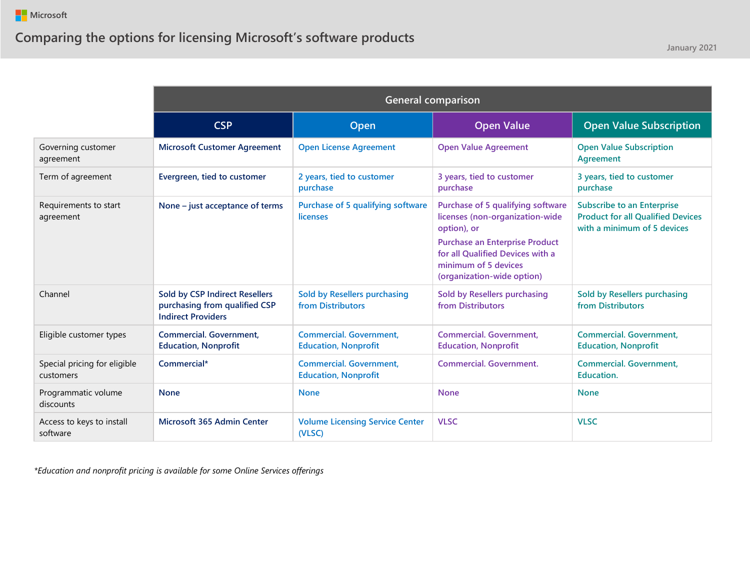Microsoft

# Comparing the options for licensing Microsoft's software products

January 2021

| | General comparison | | | |
|---|---|---|---|---|
| | **CSP** | **Open** | **Open Value** | **Open Value Subscription** |
| Governing customer agreement | Microsoft Customer Agreement | Open License Agreement | Open Value Agreement | Open Value Subscription Agreement |
| Term of agreement | Evergreen, tied to customer | 2 years, tied to customer purchase | 3 years, tied to customer purchase | 3 years, tied to customer purchase |
| Requirements to start agreement | None – just acceptance of terms | Purchase of 5 qualifying software licenses | Purchase of 5 qualifying software licenses (non-organization-wide option), or<br>Purchase an Enterprise Product for all Qualified Devices with a minimum of 5 devices (organization-wide option) | Subscribe to an Enterprise Product for all Qualified Devices with a minimum of 5 devices |
| Channel | Sold by CSP Indirect Resellers purchasing from qualified CSP Indirect Providers | Sold by Resellers purchasing from Distributors | Sold by Resellers purchasing from Distributors | Sold by Resellers purchasing from Distributors |
| Eligible customer types | Commercial. Government, Education, Nonprofit | Commercial. Government, Education, Nonprofit | Commercial. Government, Education, Nonprofit | Commercial. Government, Education, Nonprofit |
| Special pricing for eligible customers | Commercial* | Commercial. Government, Education, Nonprofit | Commercial. Government. | Commercial. Government, Education. |
| Programmatic volume discounts | None | None | None | None |
| Access to keys to install software | Microsoft 365 Admin Center | Volume Licensing Service Center (VLSC) | VLSC | VLSC |

*\*Education and nonprofit pricing is available for some Online Services offerings*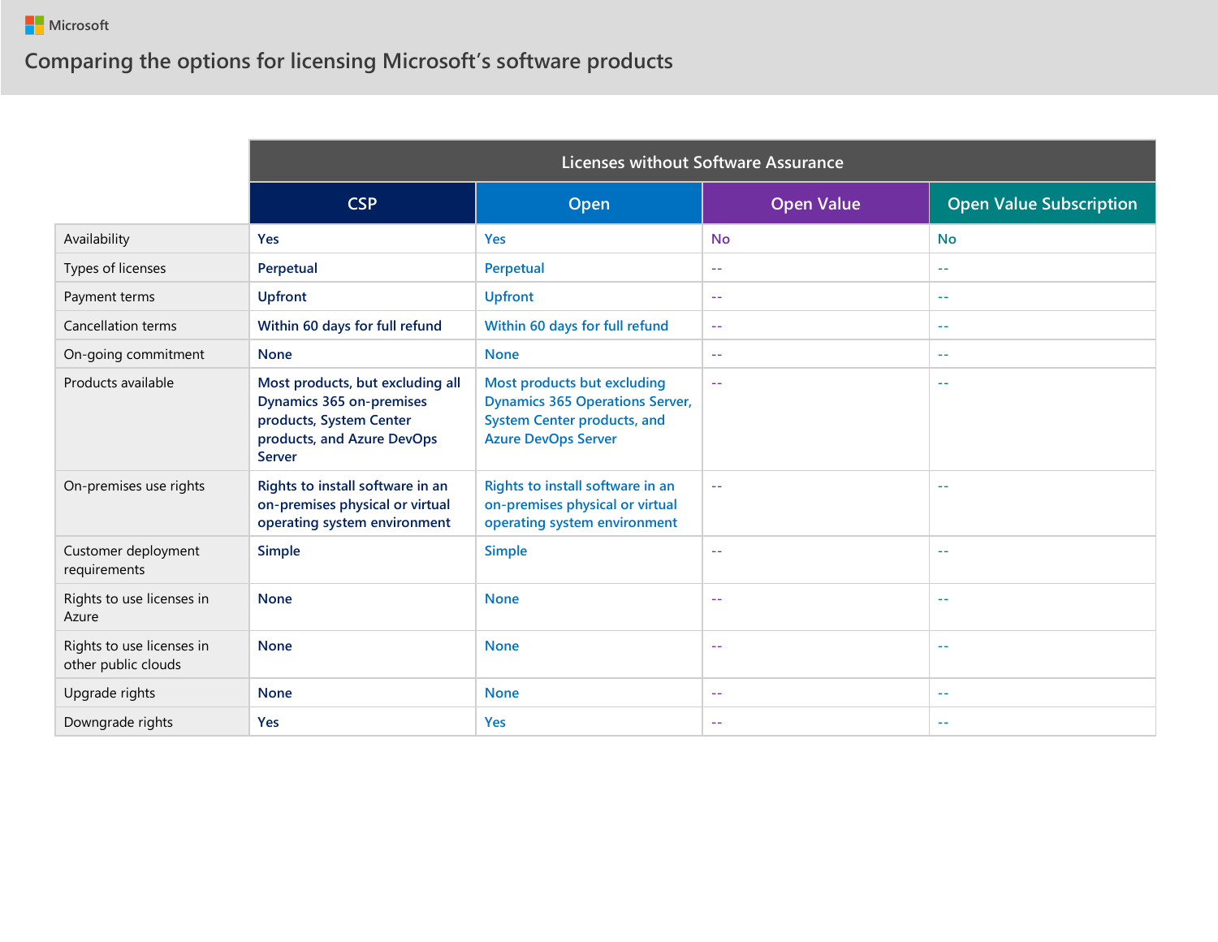Microsoft

# Comparing the options for licensing Microsoft's software products

| | Licenses without Software Assurance | | | |
|---|---|---|---|---|
| | CSP | Open | Open Value | Open Value Subscription |
| Availability | Yes | Yes | No | No |
| Types of licenses | Perpetual | Perpetual | -- | -- |
| Payment terms | Upfront | Upfront | -- | -- |
| Cancellation terms | Within 60 days for full refund | Within 60 days for full refund | -- | -- |
| On-going commitment | None | None | -- | -- |
| Products available | Most products, but excluding all Dynamics 365 on-premises products, System Center products, and Azure DevOps Server | Most products but excluding Dynamics 365 Operations Server, System Center products, and Azure DevOps Server | -- | -- |
| On-premises use rights | Rights to install software in an on-premises physical or virtual operating system environment | Rights to install software in an on-premises physical or virtual operating system environment | -- | -- |
| Customer deployment requirements | Simple | Simple | -- | -- |
| Rights to use licenses in Azure | None | None | -- | -- |
| Rights to use licenses in other public clouds | None | None | -- | -- |
| Upgrade rights | None | None | -- | -- |
| Downgrade rights | Yes | Yes | -- | -- |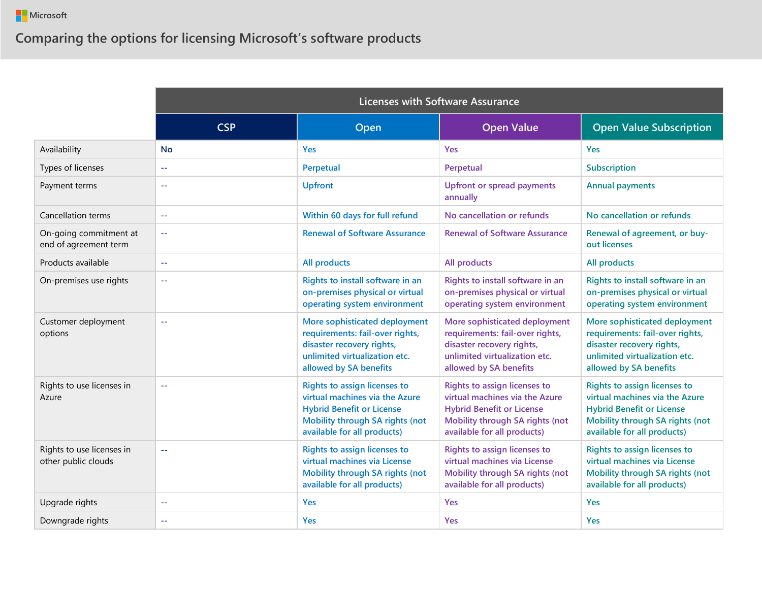Microsoft

# Comparing the options for licensing Microsoft's software products

| | Licenses with Software Assurance | | | |
|---|---|---|---|---|
| | CSP | Open | Open Value | Open Value Subscription |
| Availability | No | Yes | Yes | Yes |
| Types of licenses | -- | Perpetual | Perpetual | Subscription |
| Payment terms | -- | Upfront | Upfront or spread payments annually | Annual payments |
| Cancellation terms | -- | Within 60 days for full refund | No cancellation or refunds | No cancellation or refunds |
| On-going commitment at end of agreement term | -- | Renewal of Software Assurance | Renewal of Software Assurance | Renewal of agreement, or buy-out licenses |
| Products available | -- | All products | All products | All products |
| On-premises use rights | -- | Rights to install software in an on-premises physical or virtual operating system environment | Rights to install software in an on-premises physical or virtual operating system environment | Rights to install software in an on-premises physical or virtual operating system environment |
| Customer deployment options | -- | More sophisticated deployment requirements: fail-over rights, disaster recovery rights, unlimited virtualization etc. allowed by SA benefits | More sophisticated deployment requirements: fail-over rights, disaster recovery rights, unlimited virtualization etc. allowed by SA benefits | More sophisticated deployment requirements: fail-over rights, disaster recovery rights, unlimited virtualization etc. allowed by SA benefits |
| Rights to use licenses in Azure | -- | Rights to assign licenses to virtual machines via the Azure Hybrid Benefit or License Mobility through SA rights (not available for all products) | Rights to assign licenses to virtual machines via the Azure Hybrid Benefit or License Mobility through SA rights (not available for all products) | Rights to assign licenses to virtual machines via the Azure Hybrid Benefit or License Mobility through SA rights (not available for all products) |
| Rights to use licenses in other public clouds | -- | Rights to assign licenses to virtual machines via License Mobility through SA rights (not available for all products) | Rights to assign licenses to virtual machines via License Mobility through SA rights (not available for all products) | Rights to assign licenses to virtual machines via License Mobility through SA rights (not available for all products) |
| Upgrade rights | -- | Yes | Yes | Yes |
| Downgrade rights | -- | Yes | Yes | Yes |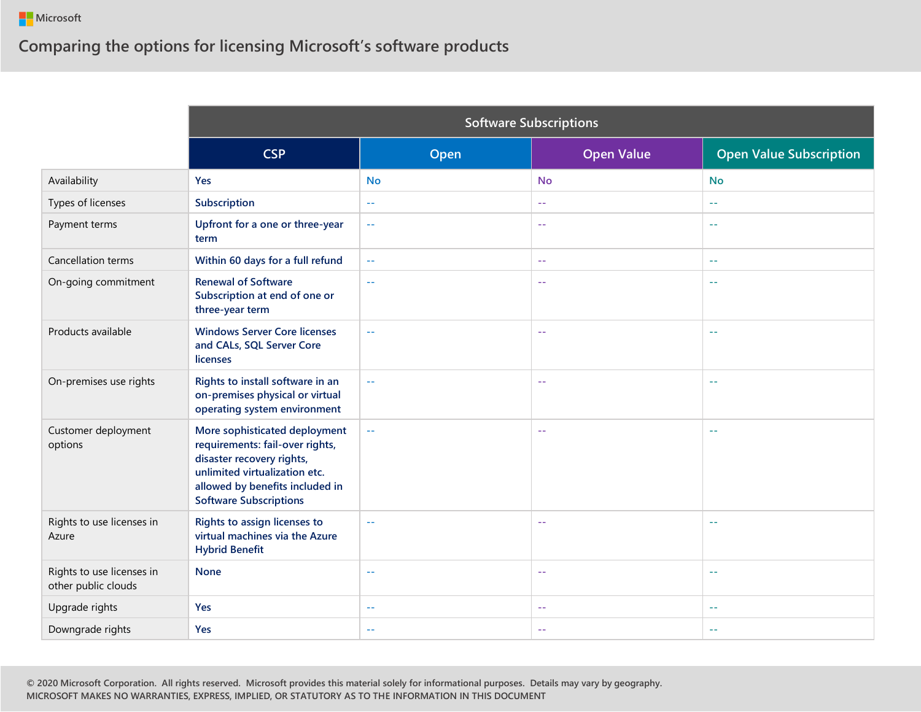# Comparing the options for licensing Microsoft's software products

| | Software Subscriptions | | | |
|---|---|---|---|---|
| | CSP | Open | Open Value | Open Value Subscription |
| Availability | Yes | No | No | No |
| Types of licenses | Subscription | -- | -- | -- |
| Payment terms | Upfront for a one or three-year term | -- | -- | -- |
| Cancellation terms | Within 60 days for a full refund | -- | -- | -- |
| On-going commitment | Renewal of Software Subscription at end of one or three-year term | -- | -- | -- |
| Products available | Windows Server Core licenses and CALs, SQL Server Core licenses | -- | -- | -- |
| On-premises use rights | Rights to install software in an on-premises physical or virtual operating system environment | -- | -- | -- |
| Customer deployment options | More sophisticated deployment requirements: fail-over rights, disaster recovery rights, unlimited virtualization etc. allowed by benefits included in Software Subscriptions | -- | -- | -- |
| Rights to use licenses in Azure | Rights to assign licenses to virtual machines via the Azure Hybrid Benefit | -- | -- | -- |
| Rights to use licenses in other public clouds | None | -- | -- | -- |
| Upgrade rights | Yes | -- | -- | -- |
| Downgrade rights | Yes | -- | -- | -- |

© 2020 Microsoft Corporation. All rights reserved. Microsoft provides this material solely for informational purposes. Details may vary by geography.
MICROSOFT MAKES NO WARRANTIES, EXPRESS, IMPLIED, OR STATUTORY AS TO THE INFORMATION IN THIS DOCUMENT